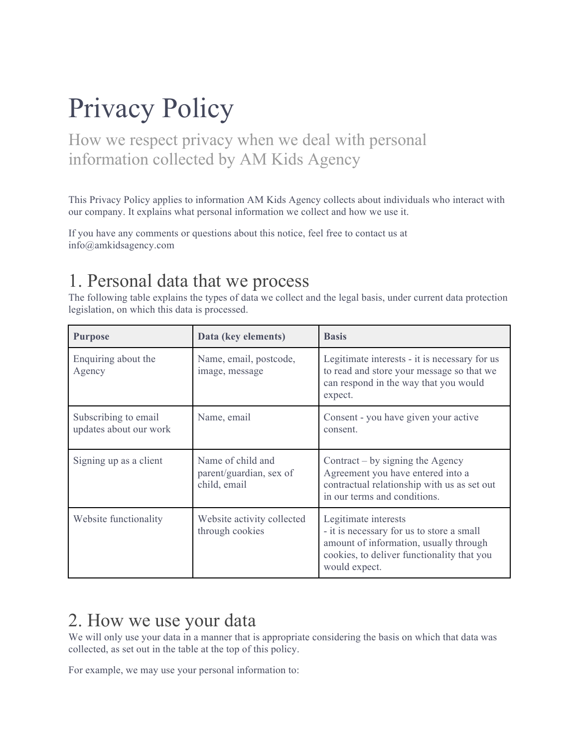# Privacy Policy

How we respect privacy when we deal with personal information collected by AM Kids Agency

This Privacy Policy applies to information AM Kids Agency collects about individuals who interact with our company. It explains what personal information we collect and how we use it.

If you have any comments or questions about this notice, feel free to contact us at info@amkidsagency.com

## 1. Personal data that we process

The following table explains the types of data we collect and the legal basis, under current data protection legislation, on which this data is processed.

| Purpose | Data (key elements) | Basis |
|---|---|---|
| Enquiring about the Agency | Name, email, postcode, image, message | Legitimate interests - it is necessary for us to read and store your message so that we can respond in the way that you would expect. |
| Subscribing to email updates about our work | Name, email | Consent - you have given your active consent. |
| Signing up as a client | Name of child and parent/guardian, sex of child, email | Contract – by signing the Agency Agreement you have entered into a contractual relationship with us as set out in our terms and conditions. |
| Website functionality | Website activity collected through cookies | Legitimate interests - it is necessary for us to store a small amount of information, usually through cookies, to deliver functionality that you would expect. |

## 2. How we use your data

We will only use your data in a manner that is appropriate considering the basis on which that data was collected, as set out in the table at the top of this policy.

For example, we may use your personal information to: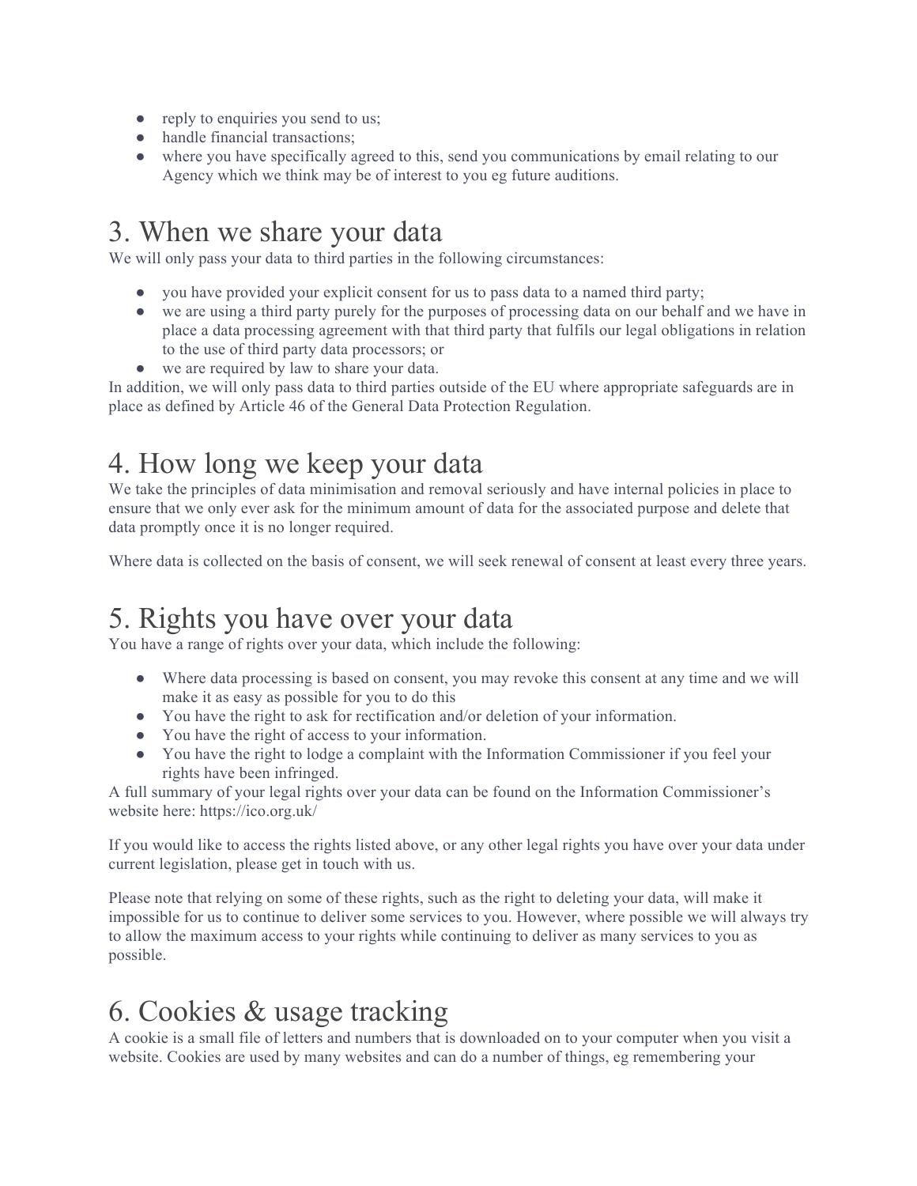- reply to enquiries you send to us;
- handle financial transactions;
- where you have specifically agreed to this, send you communications by email relating to our Agency which we think may be of interest to you eg future auditions.

# 3. When we share your data

We will only pass your data to third parties in the following circumstances:

- you have provided your explicit consent for us to pass data to a named third party;
- we are using a third party purely for the purposes of processing data on our behalf and we have in place a data processing agreement with that third party that fulfils our legal obligations in relation to the use of third party data processors; or
- we are required by law to share your data.

In addition, we will only pass data to third parties outside of the EU where appropriate safeguards are in place as defined by Article 46 of the General Data Protection Regulation.

# 4. How long we keep your data

We take the principles of data minimisation and removal seriously and have internal policies in place to ensure that we only ever ask for the minimum amount of data for the associated purpose and delete that data promptly once it is no longer required.

Where data is collected on the basis of consent, we will seek renewal of consent at least every three years.

# 5. Rights you have over your data

You have a range of rights over your data, which include the following:

- Where data processing is based on consent, you may revoke this consent at any time and we will make it as easy as possible for you to do this
- You have the right to ask for rectification and/or deletion of your information.
- You have the right of access to your information.
- You have the right to lodge a complaint with the Information Commissioner if you feel your rights have been infringed.

A full summary of your legal rights over your data can be found on the Information Commissioner's website here: https://ico.org.uk/

If you would like to access the rights listed above, or any other legal rights you have over your data under current legislation, please get in touch with us.

Please note that relying on some of these rights, such as the right to deleting your data, will make it impossible for us to continue to deliver some services to you. However, where possible we will always try to allow the maximum access to your rights while continuing to deliver as many services to you as possible.

# 6. Cookies & usage tracking

A cookie is a small file of letters and numbers that is downloaded on to your computer when you visit a website. Cookies are used by many websites and can do a number of things, eg remembering your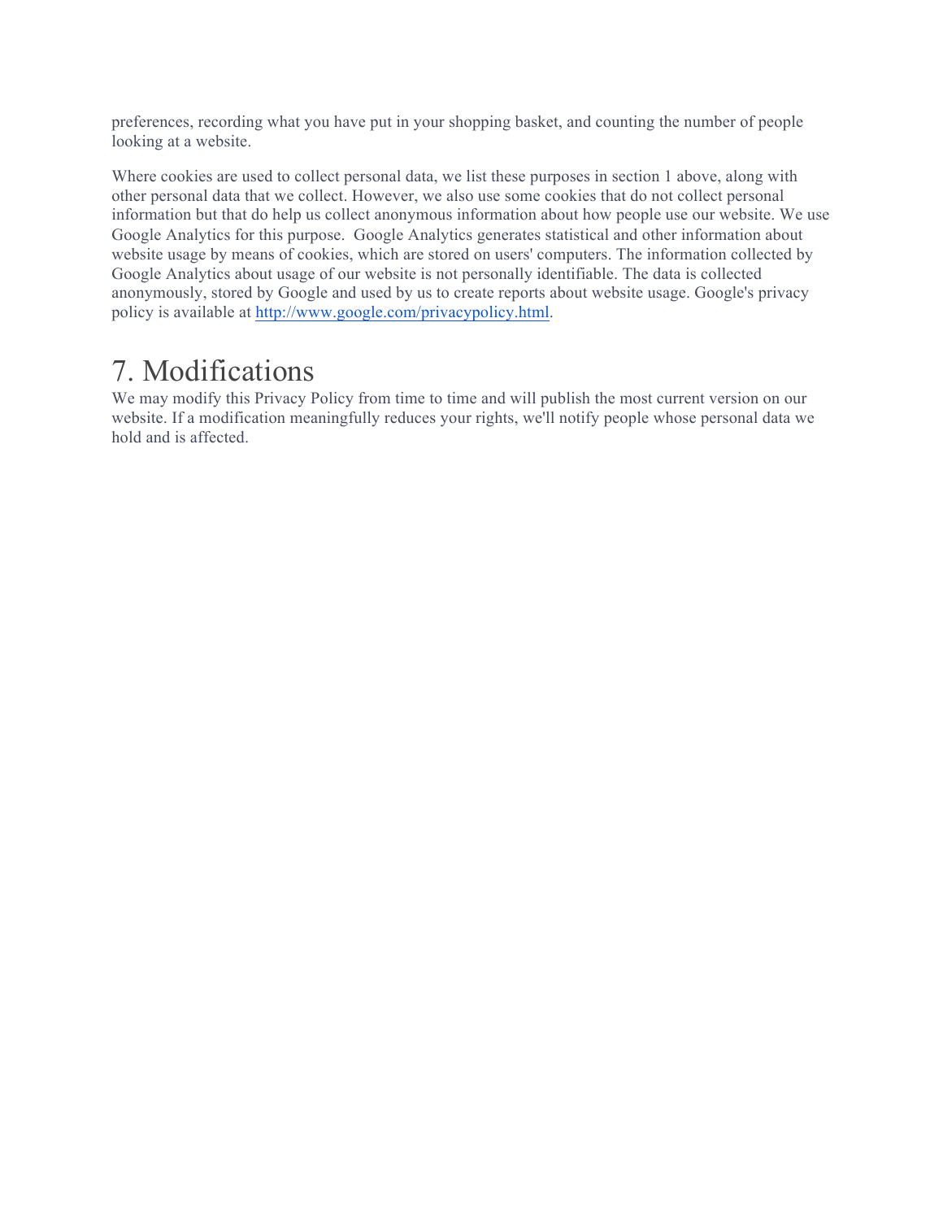preferences, recording what you have put in your shopping basket, and counting the number of people looking at a website.

Where cookies are used to collect personal data, we list these purposes in section 1 above, along with other personal data that we collect. However, we also use some cookies that do not collect personal information but that do help us collect anonymous information about how people use our website. We use Google Analytics for this purpose.  Google Analytics generates statistical and other information about website usage by means of cookies, which are stored on users' computers. The information collected by Google Analytics about usage of our website is not personally identifiable. The data is collected anonymously, stored by Google and used by us to create reports about website usage. Google's privacy policy is available at [http://www.google.com/privacypolicy.html](http://www.google.com/privacypolicy.html).

# 7. Modifications

We may modify this Privacy Policy from time to time and will publish the most current version on our website. If a modification meaningfully reduces your rights, we'll notify people whose personal data we hold and is affected.